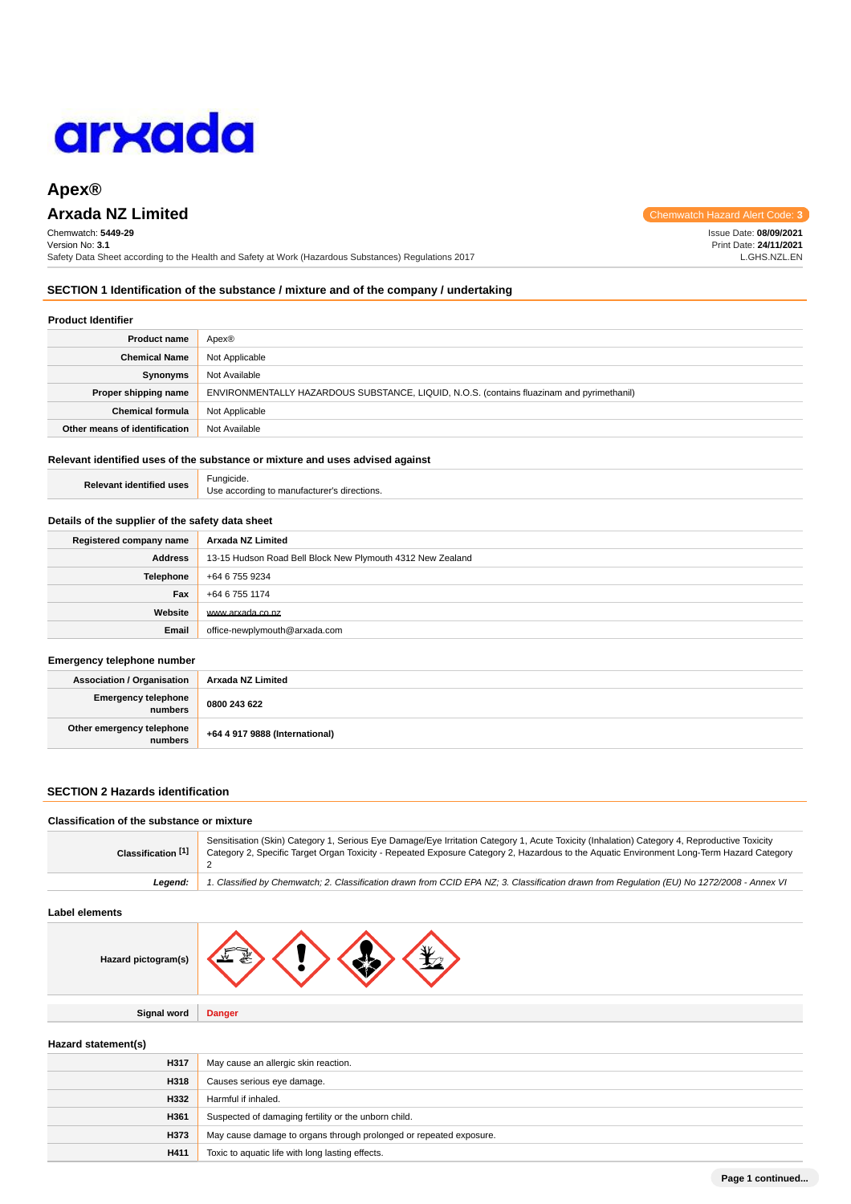arxada

# Apex®

## Arxada NZ Limited

Chemwatch Hazard Alert Code: **3**

Chemwatch: **5449-29**
Version No: **3.1**
Safety Data Sheet according to the Health and Safety at Work (Hazardous Substances) Regulations 2017

Issue Date: **08/09/2021**
Print Date: **24/11/2021**
L.GHS.NZL.EN

## SECTION 1 Identification of the substance / mixture and of the company / undertaking

### Product Identifier

| | |
|---|---|
| **Product name** | Apex® |
| **Chemical Name** | Not Applicable |
| **Synonyms** | Not Available |
| **Proper shipping name** | ENVIRONMENTALLY HAZARDOUS SUBSTANCE, LIQUID, N.O.S. (contains fluazinam and pyrimethanil) |
| **Chemical formula** | Not Applicable |
| **Other means of identification** | Not Available |

### Relevant identified uses of the substance or mixture and uses advised against

| | |
|---|---|
| **Relevant identified uses** | Fungicide.<br>Use according to manufacturer's directions. |

### Details of the supplier of the safety data sheet

| | |
|---|---|
| **Registered company name** | **Arxada NZ Limited** |
| **Address** | 13-15 Hudson Road Bell Block New Plymouth 4312 New Zealand |
| **Telephone** | +64 6 755 9234 |
| **Fax** | +64 6 755 1174 |
| **Website** | www.arxada.co.nz |
| **Email** | office-newplymouth@arxada.com |

### Emergency telephone number

| | |
|---|---|
| **Association / Organisation** | **Arxada NZ Limited** |
| **Emergency telephone numbers** | **0800 243 622** |
| **Other emergency telephone numbers** | **+64 4 917 9888 (International)** |

## SECTION 2 Hazards identification

### Classification of the substance or mixture

| | |
|---|---|
| **Classification [1]** | Sensitisation (Skin) Category 1, Serious Eye Damage/Eye Irritation Category 1, Acute Toxicity (Inhalation) Category 4, Reproductive Toxicity Category 2, Specific Target Organ Toxicity - Repeated Exposure Category 2, Hazardous to the Aquatic Environment Long-Term Hazard Category 2 |
| ***Legend:*** | *1. Classified by Chemwatch; 2. Classification drawn from CCID EPA NZ; 3. Classification drawn from Regulation (EU) No 1272/2008 - Annex VI* |

### Label elements

| | |
|---|---|
| **Hazard pictogram(s)** | |
| **Signal word** | **Danger** |

### Hazard statement(s)

| | |
|---|---|
| **H317** | May cause an allergic skin reaction. |
| **H318** | Causes serious eye damage. |
| **H332** | Harmful if inhaled. |
| **H361** | Suspected of damaging fertility or the unborn child. |
| **H373** | May cause damage to organs through prolonged or repeated exposure. |
| **H411** | Toxic to aquatic life with long lasting effects. |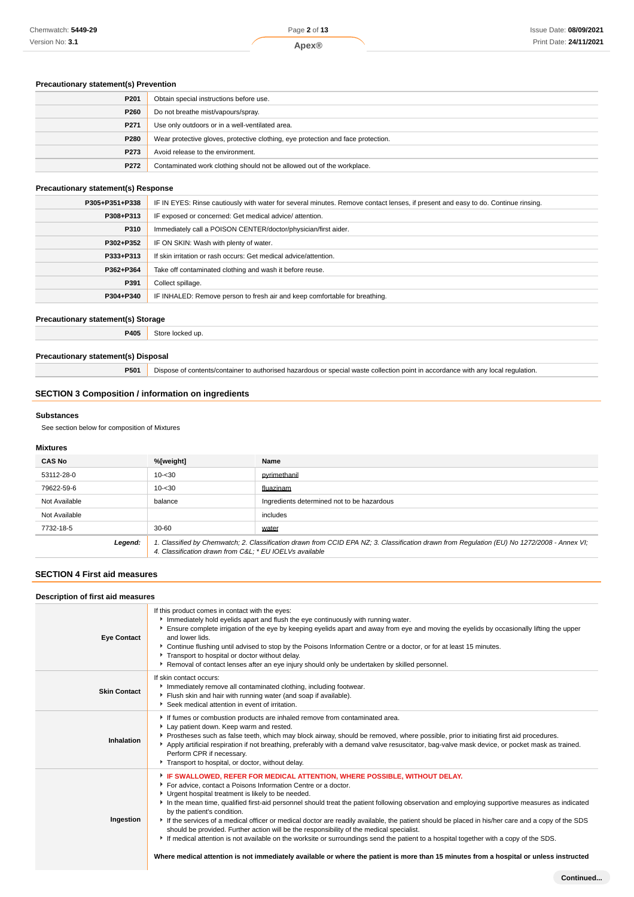### Precautionary statement(s) Prevention

| | |
|---|---|
| **P201** | Obtain special instructions before use. |
| **P260** | Do not breathe mist/vapours/spray. |
| **P271** | Use only outdoors or in a well-ventilated area. |
| **P280** | Wear protective gloves, protective clothing, eye protection and face protection. |
| **P273** | Avoid release to the environment. |
| **P272** | Contaminated work clothing should not be allowed out of the workplace. |

### Precautionary statement(s) Response

| | |
|---|---|
| **P305+P351+P338** | IF IN EYES: Rinse cautiously with water for several minutes. Remove contact lenses, if present and easy to do. Continue rinsing. |
| **P308+P313** | IF exposed or concerned: Get medical advice/ attention. |
| **P310** | Immediately call a POISON CENTER/doctor/physician/first aider. |
| **P302+P352** | IF ON SKIN: Wash with plenty of water. |
| **P333+P313** | If skin irritation or rash occurs: Get medical advice/attention. |
| **P362+P364** | Take off contaminated clothing and wash it before reuse. |
| **P391** | Collect spillage. |
| **P304+P340** | IF INHALED: Remove person to fresh air and keep comfortable for breathing. |

### Precautionary statement(s) Storage

| | |
|---|---|
| **P405** | Store locked up. |

### Precautionary statement(s) Disposal

| | |
|---|---|
| **P501** | Dispose of contents/container to authorised hazardous or special waste collection point in accordance with any local regulation. |

## SECTION 3 Composition / information on ingredients

### Substances

See section below for composition of Mixtures

### Mixtures

| CAS No | %[weight] | Name |
|---|---|---|
| 53112-28-0 | 10-<30 | pyrimethanil |
| 79622-59-6 | 10-<30 | fluazinam |
| Not Available | balance | Ingredients determined not to be hazardous |
| Not Available | | includes |
| 7732-18-5 | 30-60 | water |
| ***Legend:*** | *1. Classified by Chemwatch; 2. Classification drawn from CCID EPA NZ; 3. Classification drawn from Regulation (EU) No 1272/2008 - Annex VI; 4. Classification drawn from C&L; * EU IOELVs available* | |

## SECTION 4 First aid measures

### Description of first aid measures

| | |
|---|---|
| **Eye Contact** | If this product comes in contact with the eyes:<br>‣ Immediately hold eyelids apart and flush the eye continuously with running water.<br>‣ Ensure complete irrigation of the eye by keeping eyelids apart and away from eye and moving the eyelids by occasionally lifting the upper and lower lids.<br>‣ Continue flushing until advised to stop by the Poisons Information Centre or a doctor, or for at least 15 minutes.<br>‣ Transport to hospital or doctor without delay.<br>‣ Removal of contact lenses after an eye injury should only be undertaken by skilled personnel. |
| **Skin Contact** | If skin contact occurs:<br>‣ Immediately remove all contaminated clothing, including footwear.<br>‣ Flush skin and hair with running water (and soap if available).<br>‣ Seek medical attention in event of irritation. |
| **Inhalation** | ‣ If fumes or combustion products are inhaled remove from contaminated area.<br>‣ Lay patient down. Keep warm and rested.<br>‣ Prostheses such as false teeth, which may block airway, should be removed, where possible, prior to initiating first aid procedures.<br>‣ Apply artificial respiration if not breathing, preferably with a demand valve resuscitator, bag-valve mask device, or pocket mask as trained. Perform CPR if necessary.<br>‣ Transport to hospital, or doctor, without delay. |
| **Ingestion** | ‣ **IF SWALLOWED, REFER FOR MEDICAL ATTENTION, WHERE POSSIBLE, WITHOUT DELAY.**<br>‣ For advice, contact a Poisons Information Centre or a doctor.<br>‣ Urgent hospital treatment is likely to be needed.<br>‣ In the mean time, qualified first-aid personnel should treat the patient following observation and employing supportive measures as indicated by the patient's condition.<br>‣ If the services of a medical officer or medical doctor are readily available, the patient should be placed in his/her care and a copy of the SDS should be provided. Further action will be the responsibility of the medical specialist.<br>‣ If medical attention is not available on the worksite or surroundings send the patient to a hospital together with a copy of the SDS.<br><br>**Where medical attention is not immediately available or where the patient is more than 15 minutes from a hospital or unless instructed** |

**Continued...**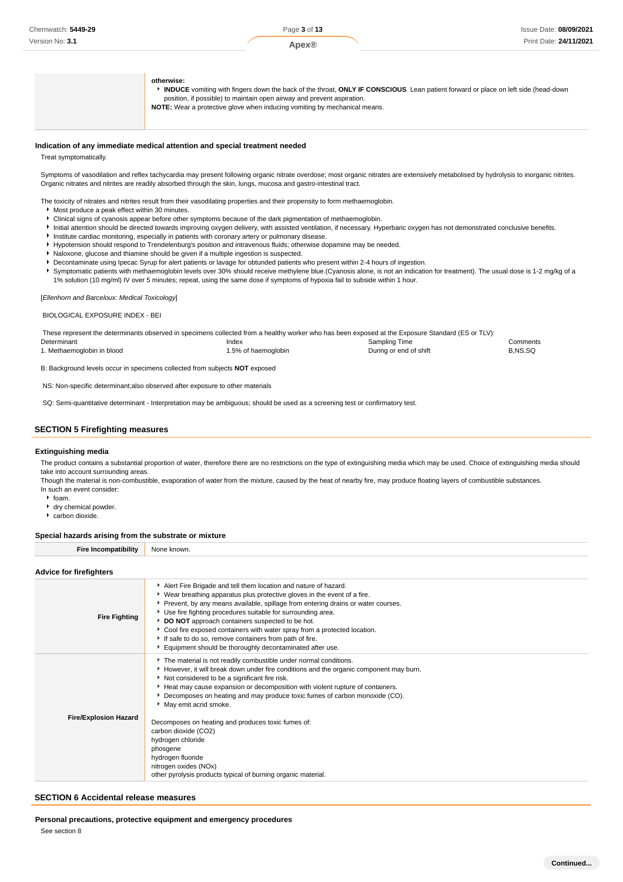| | |
|---|---|
| | **otherwise:**<br>- **INDUCE** vomiting with fingers down the back of the throat, **ONLY IF CONSCIOUS**. Lean patient forward or place on left side (head-down position, if possible) to maintain open airway and prevent aspiration.<br>**NOTE:** Wear a protective glove when inducing vomiting by mechanical means. |

### Indication of any immediate medical attention and special treatment needed

Treat symptomatically.

Symptoms of vasodilation and reflex tachycardia may present following organic nitrate overdose; most organic nitrates are extensively metabolised by hydrolysis to inorganic nitrites. Organic nitrates and nitrites are readily absorbed through the skin, lungs, mucosa and gastro-intestinal tract.

The toxicity of nitrates and nitrites result from their vasodilating properties and their propensity to form methaemoglobin.

- Most produce a peak effect within 30 minutes.
- Clinical signs of cyanosis appear before other symptoms because of the dark pigmentation of methaemoglobin.
- Initial attention should be directed towards improving oxygen delivery, with assisted ventilation, if necessary. Hyperbaric oxygen has not demonstrated conclusive benefits.
- Institute cardiac monitoring, especially in patients with coronary artery or pulmonary disease.
- Hypotension should respond to Trendelenburg's position and intravenous fluids; otherwise dopamine may be needed.
- Naloxone, glucose and thiamine should be given if a multiple ingestion is suspected.
- Decontaminate using Ipecac Syrup for alert patients or lavage for obtunded patients who present within 2-4 hours of ingestion.
- Symptomatic patients with methaemoglobin levels over 30% should receive methylene blue.(Cyanosis alone, is not an indication for treatment). The usual dose is 1-2 mg/kg of a 1% solution (10 mg/ml) IV over 5 minutes; repeat, using the same dose if symptoms of hypoxia fail to subside within 1 hour.

[*Ellenhorn and Barceloux: Medical Toxicology*]

BIOLOGICAL EXPOSURE INDEX - BEI

These represent the determinants observed in specimens collected from a healthy worker who has been exposed at the Exposure Standard (ES or TLV):

| Determinant | Index | Sampling Time | Comments |
|---|---|---|---|
| 1. Methaemoglobin in blood | 1.5% of haemoglobin | During or end of shift | B,NS,SQ |

B: Background levels occur in specimens collected from subjects **NOT** exposed

NS: Non-specific determinant;also observed after exposure to other materials

SQ: Semi-quantitative determinant - Interpretation may be ambiguous; should be used as a screening test or confirmatory test.

## SECTION 5 Firefighting measures

### Extinguishing media

The product contains a substantial proportion of water, therefore there are no restrictions on the type of extinguishing media which may be used. Choice of extinguishing media should take into account surrounding areas.

Though the material is non-combustible, evaporation of water from the mixture, caused by the heat of nearby fire, may produce floating layers of combustible substances.

In such an event consider:

- foam.
- dry chemical powder.
- carbon dioxide.

### Special hazards arising from the substrate or mixture

| | |
|---|---|
| **Fire Incompatibility** | None known. |

### Advice for firefighters

| | |
|---|---|
| **Fire Fighting** | - Alert Fire Brigade and tell them location and nature of hazard.<br>- Wear breathing apparatus plus protective gloves in the event of a fire.<br>- Prevent, by any means available, spillage from entering drains or water courses.<br>- Use fire fighting procedures suitable for surrounding area.<br>- **DO NOT** approach containers suspected to be hot.<br>- Cool fire exposed containers with water spray from a protected location.<br>- If safe to do so, remove containers from path of fire.<br>- Equipment should be thoroughly decontaminated after use. |
| **Fire/Explosion Hazard** | - The material is not readily combustible under normal conditions.<br>- However, it will break down under fire conditions and the organic component may burn.<br>- Not considered to be a significant fire risk.<br>- Heat may cause expansion or decomposition with violent rupture of containers.<br>- Decomposes on heating and may produce toxic fumes of carbon monoxide (CO).<br>- May emit acrid smoke.<br><br>Decomposes on heating and produces toxic fumes of:<br>carbon dioxide ($CO_2$)<br>hydrogen chloride<br>phosgene<br>hydrogen fluoride<br>nitrogen oxides ($NO_x$)<br>other pyrolysis products typical of burning organic material. |

## SECTION 6 Accidental release measures

### Personal precautions, protective equipment and emergency procedures

See section 8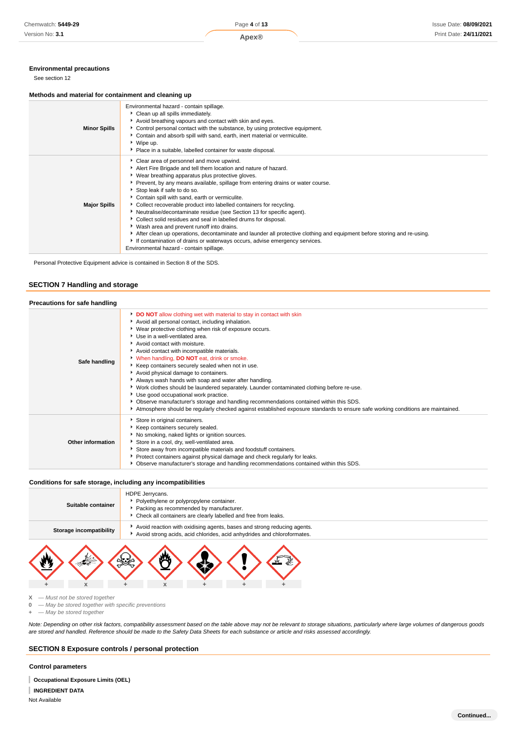### Environmental precautions

See section 12

### Methods and material for containment and cleaning up

| | |
|---|---|
| **Minor Spills** | Environmental hazard - contain spillage.<br>▸ Clean up all spills immediately.<br>▸ Avoid breathing vapours and contact with skin and eyes.<br>▸ Control personal contact with the substance, by using protective equipment.<br>▸ Contain and absorb spill with sand, earth, inert material or vermiculite.<br>▸ Wipe up.<br>▸ Place in a suitable, labelled container for waste disposal. |
| **Major Spills** | ▸ Clear area of personnel and move upwind.<br>▸ Alert Fire Brigade and tell them location and nature of hazard.<br>▸ Wear breathing apparatus plus protective gloves.<br>▸ Prevent, by any means available, spillage from entering drains or water course.<br>▸ Stop leak if safe to do so.<br>▸ Contain spill with sand, earth or vermiculite.<br>▸ Collect recoverable product into labelled containers for recycling.<br>▸ Neutralise/decontaminate residue (see Section 13 for specific agent).<br>▸ Collect solid residues and seal in labelled drums for disposal.<br>▸ Wash area and prevent runoff into drains.<br>▸ After clean up operations, decontaminate and launder all protective clothing and equipment before storing and re-using.<br>▸ If contamination of drains or waterways occurs, advise emergency services.<br>Environmental hazard - contain spillage. |

Personal Protective Equipment advice is contained in Section 8 of the SDS.

## SECTION 7 Handling and storage

### Precautions for safe handling

| | |
|---|---|
| **Safe handling** | ▸ **DO NOT** allow clothing wet with material to stay in contact with skin<br>▸ Avoid all personal contact, including inhalation.<br>▸ Wear protective clothing when risk of exposure occurs.<br>▸ Use in a well-ventilated area.<br>▸ Avoid contact with moisture.<br>▸ Avoid contact with incompatible materials.<br>▸ When handling, **DO NOT** eat, drink or smoke.<br>▸ Keep containers securely sealed when not in use.<br>▸ Avoid physical damage to containers.<br>▸ Always wash hands with soap and water after handling.<br>▸ Work clothes should be laundered separately. Launder contaminated clothing before re-use.<br>▸ Use good occupational work practice.<br>▸ Observe manufacturer's storage and handling recommendations contained within this SDS.<br>▸ Atmosphere should be regularly checked against established exposure standards to ensure safe working conditions are maintained. |
| **Other information** | ▸ Store in original containers.<br>▸ Keep containers securely sealed.<br>▸ No smoking, naked lights or ignition sources.<br>▸ Store in a cool, dry, well-ventilated area.<br>▸ Store away from incompatible materials and foodstuff containers.<br>▸ Protect containers against physical damage and check regularly for leaks.<br>▸ Observe manufacturer's storage and handling recommendations contained within this SDS. |

### Conditions for safe storage, including any incompatibilities

| | |
|---|---|
| **Suitable container** | HDPE Jerrycans.<br>▸ Polyethylene or polypropylene container.<br>▸ Packing as recommended by manufacturer.<br>▸ Check all containers are clearly labelled and free from leaks. |
| **Storage incompatibility** | ▸ Avoid reaction with oxidising agents, bases and strong reducing agents.<br>▸ Avoid strong acids, acid chlorides, acid anhydrides and chloroformates. |

| Flammable | Explosive | Toxic | Oxidising | Health hazard | Irritant | Corrosive |
|---|---|---|---|---|---|---|
| + | x | + | x | + | + | + |

**X** — *Must not be stored together*
**0** — *May be stored together with specific preventions*
**+** — *May be stored together*

*Note: Depending on other risk factors, compatibility assessment based on the table above may not be relevant to storage situations, particularly where large volumes of dangerous goods are stored and handled. Reference should be made to the Safety Data Sheets for each substance or article and risks assessed accordingly.*

## SECTION 8 Exposure controls / personal protection

### Control parameters

**Occupational Exposure Limits (OEL)**

**INGREDIENT DATA**

Not Available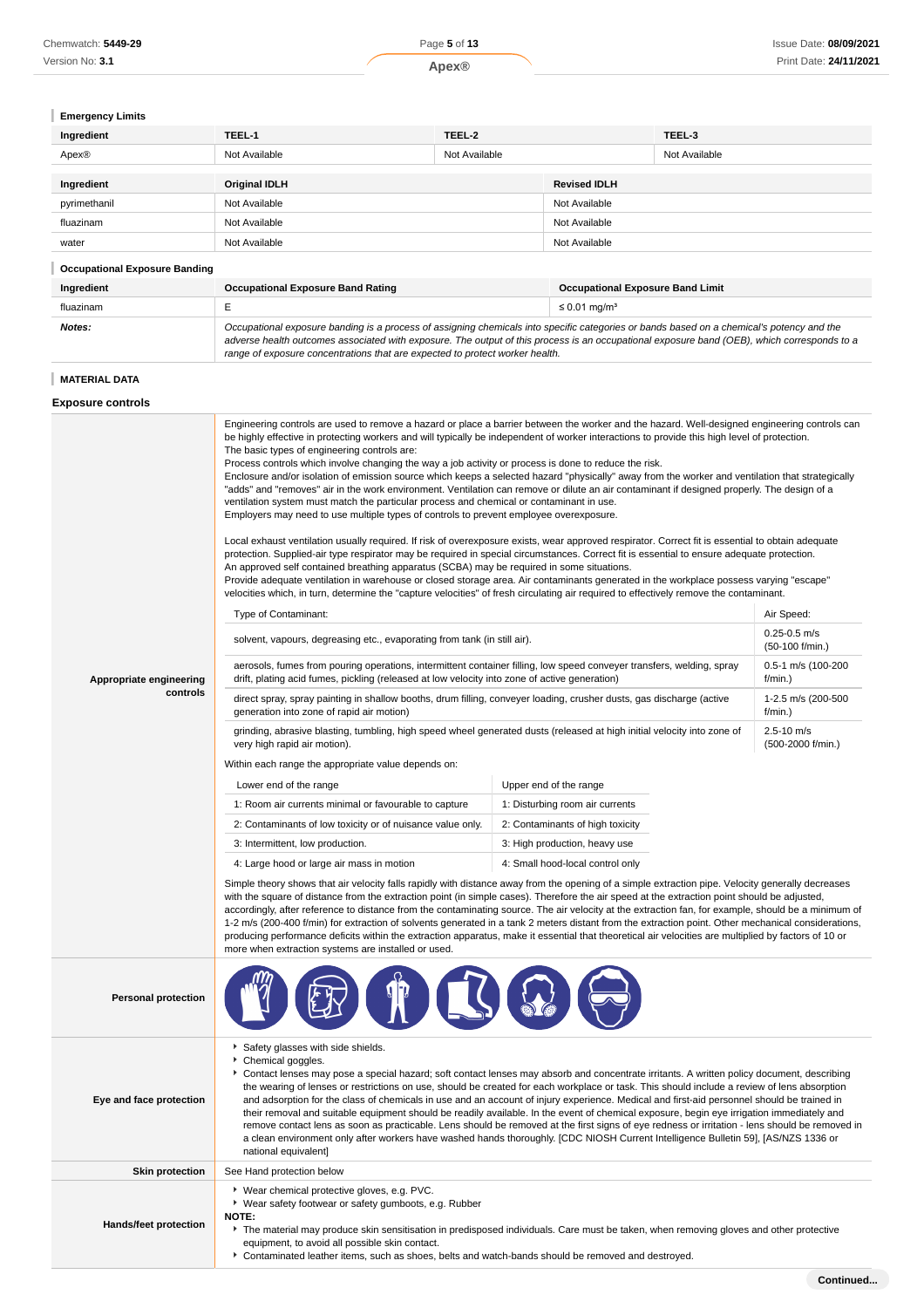### Emergency Limits

| Ingredient | TEEL-1 | TEEL-2 | TEEL-3 |
|---|---|---|---|
| Apex® | Not Available | Not Available | Not Available |

| Ingredient | Original IDLH | Revised IDLH |
|---|---|---|
| pyrimethanil | Not Available | Not Available |
| fluazinam | Not Available | Not Available |
| water | Not Available | Not Available |

### Occupational Exposure Banding

| Ingredient | Occupational Exposure Band Rating | Occupational Exposure Band Limit |
|---|---|---|
| fluazinam | E | ≤ 0.01 mg/m³ |
| **Notes:** | *Occupational exposure banding is a process of assigning chemicals into specific categories or bands based on a chemical's potency and the adverse health outcomes associated with exposure. The output of this process is an occupational exposure band (OEB), which corresponds to a range of exposure concentrations that are expected to protect worker health.* | |

### MATERIAL DATA

## Exposure controls

**Appropriate engineering controls**

Engineering controls are used to remove a hazard or place a barrier between the worker and the hazard. Well-designed engineering controls can be highly effective in protecting workers and will typically be independent of worker interactions to provide this high level of protection.
The basic types of engineering controls are:
Process controls which involve changing the way a job activity or process is done to reduce the risk.
Enclosure and/or isolation of emission source which keeps a selected hazard "physically" away from the worker and ventilation that strategically "adds" and "removes" air in the work environment. Ventilation can remove or dilute an air contaminant if designed properly. The design of a ventilation system must match the particular process and chemical or contaminant in use.
Employers may need to use multiple types of controls to prevent employee overexposure.

Local exhaust ventilation usually required. If risk of overexposure exists, wear approved respirator. Correct fit is essential to obtain adequate protection. Supplied-air type respirator may be required in special circumstances. Correct fit is essential to ensure adequate protection.
An approved self contained breathing apparatus (SCBA) may be required in some situations.
Provide adequate ventilation in warehouse or closed storage area. Air contaminants generated in the workplace possess varying "escape" velocities which, in turn, determine the "capture velocities" of fresh circulating air required to effectively remove the contaminant.

| Type of Contaminant: | Air Speed: |
|---|---|
| solvent, vapours, degreasing etc., evaporating from tank (in still air). | 0.25-0.5 m/s (50-100 f/min.) |
| aerosols, fumes from pouring operations, intermittent container filling, low speed conveyer transfers, welding, spray drift, plating acid fumes, pickling (released at low velocity into zone of active generation) | 0.5-1 m/s (100-200 f/min.) |
| direct spray, spray painting in shallow booths, drum filling, conveyer loading, crusher dusts, gas discharge (active generation into zone of rapid air motion) | 1-2.5 m/s (200-500 f/min.) |
| grinding, abrasive blasting, tumbling, high speed wheel generated dusts (released at high initial velocity into zone of very high rapid air motion). | 2.5-10 m/s (500-2000 f/min.) |

Within each range the appropriate value depends on:

| Lower end of the range | Upper end of the range |
|---|---|
| 1: Room air currents minimal or favourable to capture | 1: Disturbing room air currents |
| 2: Contaminants of low toxicity or of nuisance value only. | 2: Contaminants of high toxicity |
| 3: Intermittent, low production. | 3: High production, heavy use |
| 4: Large hood or large air mass in motion | 4: Small hood-local control only |

Simple theory shows that air velocity falls rapidly with distance away from the opening of a simple extraction pipe. Velocity generally decreases with the square of distance from the extraction point (in simple cases). Therefore the air speed at the extraction point should be adjusted, accordingly, after reference to distance from the contaminating source. The air velocity at the extraction fan, for example, should be a minimum of 1-2 m/s (200-400 f/min) for extraction of solvents generated in a tank 2 meters distant from the extraction point. Other mechanical considerations, producing performance deficits within the extraction apparatus, make it essential that theoretical air velocities are multiplied by factors of 10 or more when extraction systems are installed or used.

**Personal protection**

**Eye and face protection**

- Safety glasses with side shields.
- Chemical goggles.
- Contact lenses may pose a special hazard; soft contact lenses may absorb and concentrate irritants. A written policy document, describing the wearing of lenses or restrictions on use, should be created for each workplace or task. This should include a review of lens absorption and adsorption for the class of chemicals in use and an account of injury experience. Medical and first-aid personnel should be trained in their removal and suitable equipment should be readily available. In the event of chemical exposure, begin eye irrigation immediately and remove contact lens as soon as practicable. Lens should be removed at the first signs of eye redness or irritation - lens should be removed in a clean environment only after workers have washed hands thoroughly. [CDC NIOSH Current Intelligence Bulletin 59], [AS/NZS 1336 or national equivalent]

**Skin protection**

See Hand protection below

**Hands/feet protection**

- Wear chemical protective gloves, e.g. PVC.
- Wear safety footwear or safety gumboots, e.g. Rubber

**NOTE:**

- The material may produce skin sensitisation in predisposed individuals. Care must be taken, when removing gloves and other protective equipment, to avoid all possible skin contact.
- Contaminated leather items, such as shoes, belts and watch-bands should be removed and destroyed.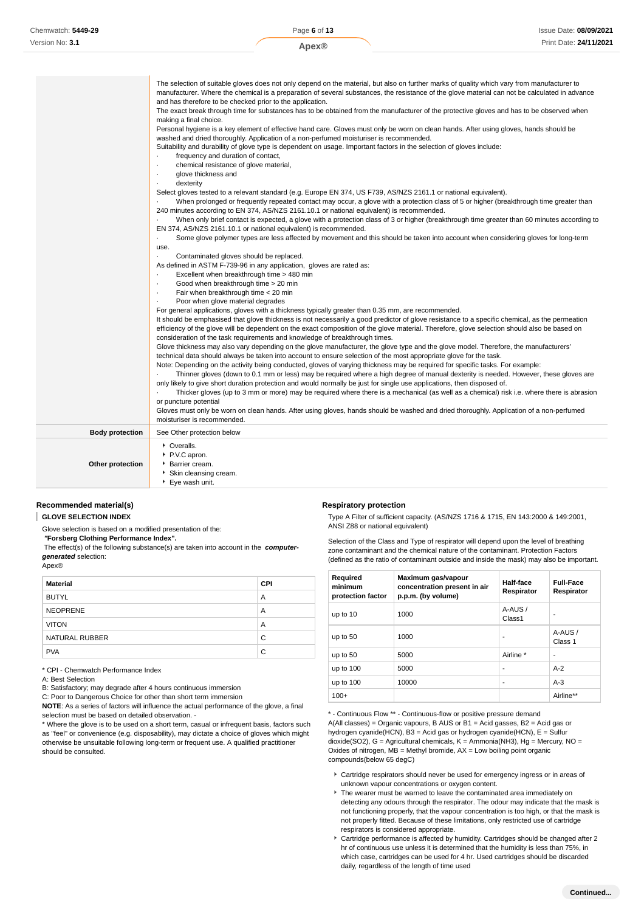| | |
|---|---|
| | The selection of suitable gloves does not only depend on the material, but also on further marks of quality which vary from manufacturer to manufacturer. Where the chemical is a preparation of several substances, the resistance of the glove material can not be calculated in advance and has therefore to be checked prior to the application.<br>The exact break through time for substances has to be obtained from the manufacturer of the protective gloves and has to be observed when making a final choice.<br>Personal hygiene is a key element of effective hand care. Gloves must only be worn on clean hands. After using gloves, hands should be washed and dried thoroughly. Application of a non-perfumed moisturiser is recommended.<br>Suitability and durability of glove type is dependent on usage. Important factors in the selection of gloves include:<br>· frequency and duration of contact,<br>· chemical resistance of glove material,<br>· glove thickness and<br>· dexterity<br>Select gloves tested to a relevant standard (e.g. Europe EN 374, US F739, AS/NZS 2161.1 or national equivalent).<br>· When prolonged or frequently repeated contact may occur, a glove with a protection class of 5 or higher (breakthrough time greater than 240 minutes according to EN 374, AS/NZS 2161.10.1 or national equivalent) is recommended.<br>· When only brief contact is expected, a glove with a protection class of 3 or higher (breakthrough time greater than 60 minutes according to EN 374, AS/NZS 2161.10.1 or national equivalent) is recommended.<br>· Some glove polymer types are less affected by movement and this should be taken into account when considering gloves for long-term use.<br>· Contaminated gloves should be replaced.<br>As defined in ASTM F-739-96 in any application, gloves are rated as:<br>· Excellent when breakthrough time > 480 min<br>· Good when breakthrough time > 20 min<br>· Fair when breakthrough time < 20 min<br>· Poor when glove material degrades<br>For general applications, gloves with a thickness typically greater than 0.35 mm, are recommended.<br>It should be emphasised that glove thickness is not necessarily a good predictor of glove resistance to a specific chemical, as the permeation efficiency of the glove will be dependent on the exact composition of the glove material. Therefore, glove selection should also be based on consideration of the task requirements and knowledge of breakthrough times.<br>Glove thickness may also vary depending on the glove manufacturer, the glove type and the glove model. Therefore, the manufacturers' technical data should always be taken into account to ensure selection of the most appropriate glove for the task.<br>Note: Depending on the activity being conducted, gloves of varying thickness may be required for specific tasks. For example:<br>· Thinner gloves (down to 0.1 mm or less) may be required where a high degree of manual dexterity is needed. However, these gloves are only likely to give short duration protection and would normally be just for single use applications, then disposed of.<br>· Thicker gloves (up to 3 mm or more) may be required where there is a mechanical (as well as a chemical) risk i.e. where there is abrasion or puncture potential<br>Gloves must only be worn on clean hands. After using gloves, hands should be washed and dried thoroughly. Application of a non-perfumed moisturiser is recommended. |
| **Body protection** | See Other protection below |
| **Other protection** | Overalls.<br>P.V.C apron.<br>Barrier cream.<br>Skin cleansing cream.<br>Eye wash unit. |

### Recommended material(s)

**GLOVE SELECTION INDEX**

Glove selection is based on a modified presentation of the:
**"Forsberg Clothing Performance Index".**
The effect(s) of the following substance(s) are taken into account in the ***computer-generated*** selection:
Apex®

| Material | CPI |
|---|---|
| BUTYL | A |
| NEOPRENE | A |
| VITON | A |
| NATURAL RUBBER | C |
| PVA | C |

* CPI - Chemwatch Performance Index
A: Best Selection
B: Satisfactory; may degrade after 4 hours continuous immersion
C: Poor to Dangerous Choice for other than short term immersion
**NOTE**: As a series of factors will influence the actual performance of the glove, a final selection must be based on detailed observation. -
* Where the glove is to be used on a short term, casual or infrequent basis, factors such as "feel" or convenience (e.g. disposability), may dictate a choice of gloves which might otherwise be unsuitable following long-term or frequent use. A qualified practitioner should be consulted.

### Respiratory protection

Type A Filter of sufficient capacity. (AS/NZS 1716 & 1715, EN 143:2000 & 149:2001, ANSI Z88 or national equivalent)

Selection of the Class and Type of respirator will depend upon the level of breathing zone contaminant and the chemical nature of the contaminant. Protection Factors (defined as the ratio of contaminant outside and inside the mask) may also be important.

| Required minimum protection factor | Maximum gas/vapour concentration present in air p.p.m. (by volume) | Half-face Respirator | Full-Face Respirator |
|---|---|---|---|
| up to 10 | 1000 | A-AUS / Class1 | - |
| up to 50 | 1000 | - | A-AUS / Class 1 |
| up to 50 | 5000 | Airline * | - |
| up to 100 | 5000 | - | A-2 |
| up to 100 | 10000 | - | A-3 |
| 100+ | | | Airline** |

* - Continuous Flow ** - Continuous-flow or positive pressure demand
A(All classes) = Organic vapours, B AUS or B1 = Acid gasses, B2 = Acid gas or hydrogen cyanide(HCN), B3 = Acid gas or hydrogen cyanide(HCN), E = Sulfur dioxide(SO2), G = Agricultural chemicals, K = Ammonia(NH3), Hg = Mercury, NO = Oxides of nitrogen, MB = Methyl bromide, AX = Low boiling point organic compounds(below 65 degC)

- Cartridge respirators should never be used for emergency ingress or in areas of unknown vapour concentrations or oxygen content.
- The wearer must be warned to leave the contaminated area immediately on detecting any odours through the respirator. The odour may indicate that the mask is not functioning properly, that the vapour concentration is too high, or that the mask is not properly fitted. Because of these limitations, only restricted use of cartridge respirators is considered appropriate.
- Cartridge performance is affected by humidity. Cartridges should be changed after 2 hr of continuous use unless it is determined that the humidity is less than 75%, in which case, cartridges can be used for 4 hr. Used cartridges should be discarded daily, regardless of the length of time used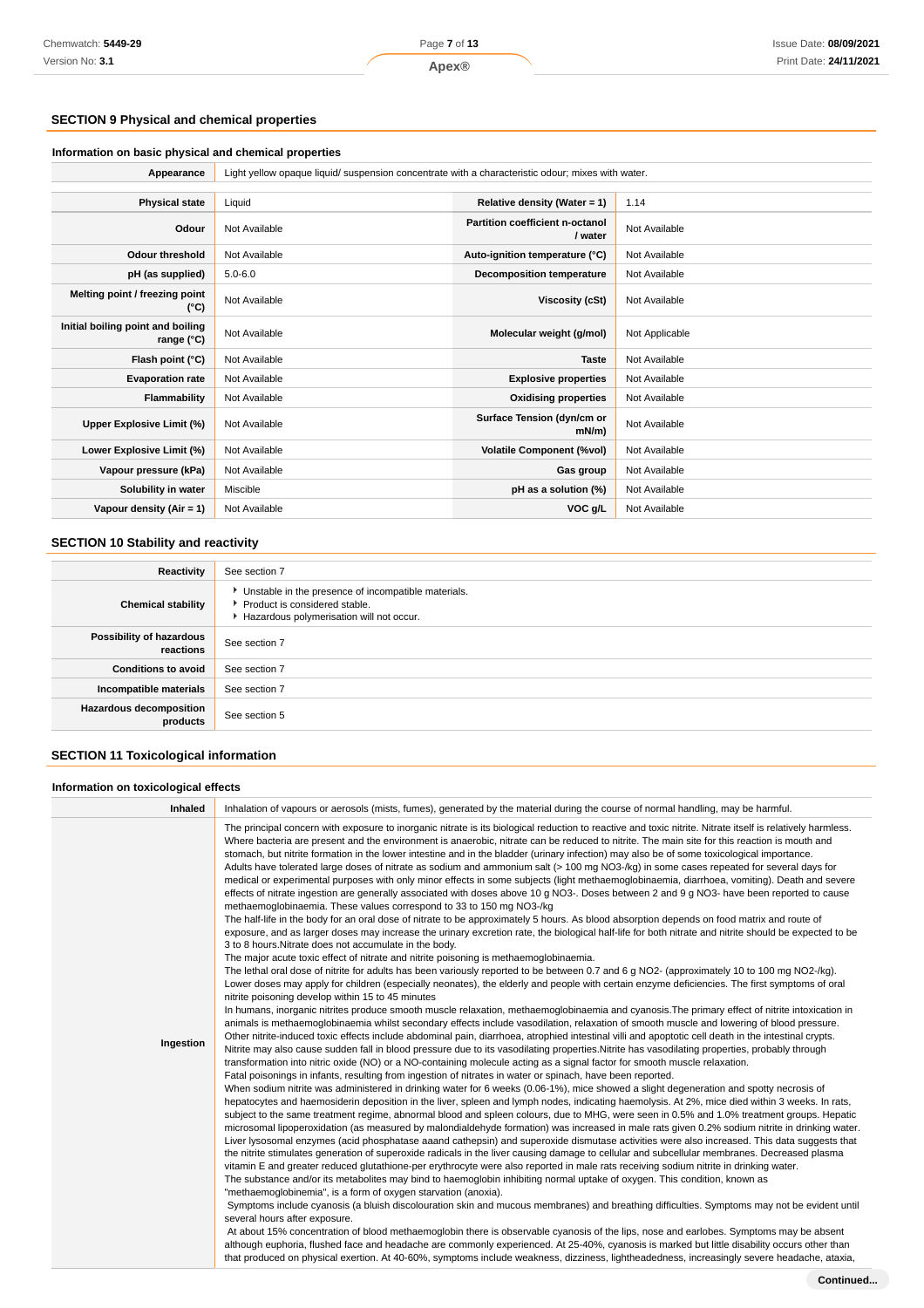## SECTION 9 Physical and chemical properties

### Information on basic physical and chemical properties

| | | | |
|---|---|---|---|
| **Appearance** | Light yellow opaque liquid/ suspension concentrate with a characteristic odour; mixes with water. | | |
| **Physical state** | Liquid | **Relative density (Water = 1)** | 1.14 |
| **Odour** | Not Available | **Partition coefficient n-octanol / water** | Not Available |
| **Odour threshold** | Not Available | **Auto-ignition temperature (°C)** | Not Available |
| **pH (as supplied)** | 5.0-6.0 | **Decomposition temperature** | Not Available |
| **Melting point / freezing point (°C)** | Not Available | **Viscosity (cSt)** | Not Available |
| **Initial boiling point and boiling range (°C)** | Not Available | **Molecular weight (g/mol)** | Not Applicable |
| **Flash point (°C)** | Not Available | **Taste** | Not Available |
| **Evaporation rate** | Not Available | **Explosive properties** | Not Available |
| **Flammability** | Not Available | **Oxidising properties** | Not Available |
| **Upper Explosive Limit (%)** | Not Available | **Surface Tension (dyn/cm or mN/m)** | Not Available |
| **Lower Explosive Limit (%)** | Not Available | **Volatile Component (%vol)** | Not Available |
| **Vapour pressure (kPa)** | Not Available | **Gas group** | Not Available |
| **Solubility in water** | Miscible | **pH as a solution (%)** | Not Available |
| **Vapour density (Air = 1)** | Not Available | **VOC g/L** | Not Available |

## SECTION 10 Stability and reactivity

| | |
|---|---|
| **Reactivity** | See section 7 |
| **Chemical stability** | ▸ Unstable in the presence of incompatible materials.<br>▸ Product is considered stable.<br>▸ Hazardous polymerisation will not occur. |
| **Possibility of hazardous reactions** | See section 7 |
| **Conditions to avoid** | See section 7 |
| **Incompatible materials** | See section 7 |
| **Hazardous decomposition products** | See section 5 |

## SECTION 11 Toxicological information

### Information on toxicological effects

| | |
|---|---|
| **Inhaled** | Inhalation of vapours or aerosols (mists, fumes), generated by the material during the course of normal handling, may be harmful. |
| **Ingestion** | The principal concern with exposure to inorganic nitrate is its biological reduction to reactive and toxic nitrite. Nitrate itself is relatively harmless. Where bacteria are present and the environment is anaerobic, nitrate can be reduced to nitrite. The main site for this reaction is mouth and stomach, but nitrite formation in the lower intestine and in the bladder (urinary infection) may also be of some toxicological importance.<br>Adults have tolerated large doses of nitrate as sodium and ammonium salt (> 100 mg NO3-/kg) in some cases repeated for several days for medical or experimental purposes with only minor effects in some subjects (light methaemoglobinaemia, diarrhoea, vomiting). Death and severe effects of nitrate ingestion are generally associated with doses above 10 g NO3-. Doses between 2 and 9 g NO3- have been reported to cause methaemoglobinaemia. These values correspond to 33 to 150 mg NO3-/kg<br>The half-life in the body for an oral dose of nitrate to be approximately 5 hours. As blood absorption depends on food matrix and route of exposure, and as larger doses may increase the urinary excretion rate, the biological half-life for both nitrate and nitrite should be expected to be 3 to 8 hours.Nitrate does not accumulate in the body.<br>The major acute toxic effect of nitrate and nitrite poisoning is methaemoglobinaemia.<br>The lethal oral dose of nitrite for adults has been variously reported to be between 0.7 and 6 g NO2- (approximately 10 to 100 mg NO2-/kg). Lower doses may apply for children (especially neonates), the elderly and people with certain enzyme deficiencies. The first symptoms of oral nitrite poisoning develop within 15 to 45 minutes<br>In humans, inorganic nitrites produce smooth muscle relaxation, methaemoglobinaemia and cyanosis.The primary effect of nitrite intoxication in animals is methaemoglobinaemia whilst secondary effects include vasodilation, relaxation of smooth muscle and lowering of blood pressure. Other nitrite-induced toxic effects include abdominal pain, diarrhoea, atrophied intestinal villi and apoptotic cell death in the intestinal crypts. Nitrite may also cause sudden fall in blood pressure due to its vasodilating properties.Nitrite has vasodilating properties, probably through transformation into nitric oxide (NO) or a NO-containing molecule acting as a signal factor for smooth muscle relaxation.<br>Fatal poisonings in infants, resulting from ingestion of nitrates in water or spinach, have been reported.<br>When sodium nitrite was administered in drinking water for 6 weeks (0.06-1%), mice showed a slight degeneration and spotty necrosis of hepatocytes and haemosiderin deposition in the liver, spleen and lymph nodes, indicating haemolysis. At 2%, mice died within 3 weeks. In rats, subject to the same treatment regime, abnormal blood and spleen colours, due to MHG, were seen in 0.5% and 1.0% treatment groups. Hepatic microsomal lipoperoxidation (as measured by malondialdehyde formation) was increased in male rats given 0.2% sodium nitrite in drinking water. Liver lysosomal enzymes (acid phosphatase aaand cathepsin) and superoxide dismutase activities were also increased. This data suggests that the nitrite stimulates generation of superoxide radicals in the liver causing damage to cellular and subcellular membranes. Decreased plasma vitamin E and greater reduced glutathione-per erythrocyte were also reported in male rats receiving sodium nitrite in drinking water.<br>The substance and/or its metabolites may bind to haemoglobin inhibiting normal uptake of oxygen. This condition, known as "methaemoglobinemia", is a form of oxygen starvation (anoxia).<br>Symptoms include cyanosis (a bluish discolouration skin and mucous membranes) and breathing difficulties. Symptoms may not be evident until several hours after exposure.<br>At about 15% concentration of blood methaemoglobin there is observable cyanosis of the lips, nose and earlobes. Symptoms may be absent although euphoria, flushed face and headache are commonly experienced. At 25-40%, cyanosis is marked but little disability occurs other than that produced on physical exertion. At 40-60%, symptoms include weakness, dizziness, lightheadedness, increasingly severe headache, ataxia, |

Continued...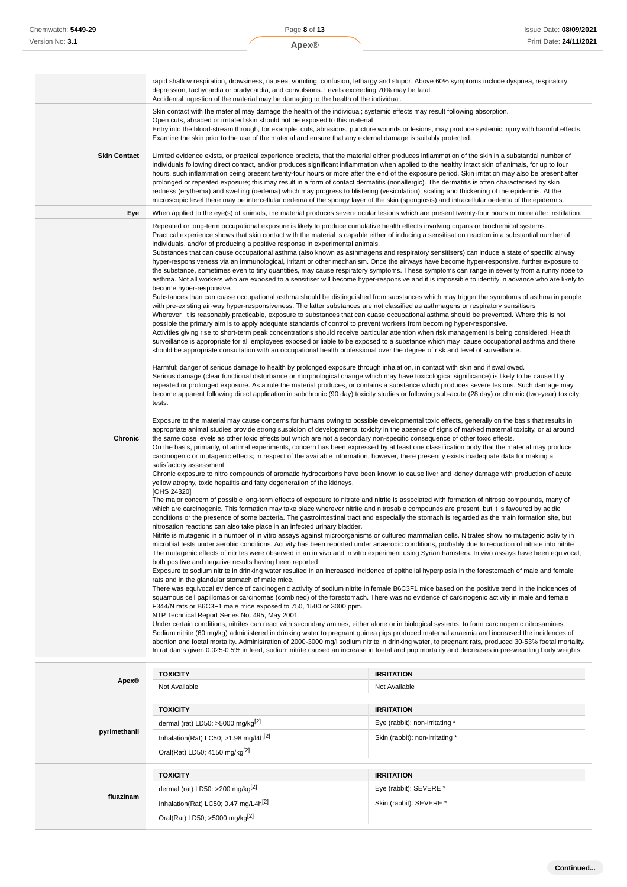| | |
|---|---|
| | rapid shallow respiration, drowsiness, nausea, vomiting, confusion, lethargy and stupor. Above 60% symptoms include dyspnea, respiratory depression, tachycardia or bradycardia, and convulsions. Levels exceeding 70% may be fatal.<br>Accidental ingestion of the material may be damaging to the health of the individual. |
| **Skin Contact** | Skin contact with the material may damage the health of the individual; systemic effects may result following absorption.<br>Open cuts, abraded or irritated skin should not be exposed to this material<br>Entry into the blood-stream through, for example, cuts, abrasions, puncture wounds or lesions, may produce systemic injury with harmful effects. Examine the skin prior to the use of the material and ensure that any external damage is suitably protected.<br><br>Limited evidence exists, or practical experience predicts, that the material either produces inflammation of the skin in a substantial number of individuals following direct contact, and/or produces significant inflammation when applied to the healthy intact skin of animals, for up to four hours, such inflammation being present twenty-four hours or more after the end of the exposure period. Skin irritation may also be present after prolonged or repeated exposure; this may result in a form of contact dermatitis (nonallergic). The dermatitis is often characterised by skin redness (erythema) and swelling (oedema) which may progress to blistering (vesiculation), scaling and thickening of the epidermis. At the microscopic level there may be intercellular oedema of the spongy layer of the skin (spongiosis) and intracellular oedema of the epidermis. |
| **Eye** | When applied to the eye(s) of animals, the material produces severe ocular lesions which are present twenty-four hours or more after instillation. |
| **Chronic** | Repeated or long-term occupational exposure is likely to produce cumulative health effects involving organs or biochemical systems.<br>Practical experience shows that skin contact with the material is capable either of inducing a sensitisation reaction in a substantial number of individuals, and/or of producing a positive response in experimental animals.<br>Substances that can cause occupational asthma (also known as asthmagens and respiratory sensitisers) can induce a state of specific airway hyper-responsiveness via an immunological, irritant or other mechanism. Once the airways have become hyper-responsive, further exposure to the substance, sometimes even to tiny quantities, may cause respiratory symptoms. These symptoms can range in severity from a runny nose to asthma. Not all workers who are exposed to a sensitiser will become hyper-responsive and it is impossible to identify in advance who are likely to become hyper-responsive.<br>Substances than can cuase occupational asthma should be distinguished from substances which may trigger the symptoms of asthma in people with pre-existing air-way hyper-responsiveness. The latter substances are not classified as asthmagens or respiratory sensitisers<br>Wherever it is reasonably practicable, exposure to substances that can cuase occupational asthma should be prevented. Where this is not possible the primary aim is to apply adequate standards of control to prevent workers from becoming hyper-responsive.<br>Activities giving rise to short-term peak concentrations should receive particular attention when risk management is being considered. Health surveillance is appropriate for all employees exposed or liable to be exposed to a substance which may cause occupational asthma and there should be appropriate consultation with an occupational health professional over the degree of risk and level of surveillance.<br><br>Harmful: danger of serious damage to health by prolonged exposure through inhalation, in contact with skin and if swallowed.<br>Serious damage (clear functional disturbance or morphological change which may have toxicological significance) is likely to be caused by repeated or prolonged exposure. As a rule the material produces, or contains a substance which produces severe lesions. Such damage may become apparent following direct application in subchronic (90 day) toxicity studies or following sub-acute (28 day) or chronic (two-year) toxicity tests.<br><br>Exposure to the material may cause concerns for humans owing to possible developmental toxic effects, generally on the basis that results in appropriate animal studies provide strong suspicion of developmental toxicity in the absence of signs of marked maternal toxicity, or at around the same dose levels as other toxic effects but which are not a secondary non-specific consequence of other toxic effects.<br>On the basis, primarily, of animal experiments, concern has been expressed by at least one classification body that the material may produce carcinogenic or mutagenic effects; in respect of the available information, however, there presently exists inadequate data for making a satisfactory assessment.<br>Chronic exposure to nitro compounds of aromatic hydrocarbons have been known to cause liver and kidney damage with production of acute yellow atrophy, toxic hepatitis and fatty degeneration of the kidneys.<br>[OHS 24320]<br>The major concern of possible long-term effects of exposure to nitrate and nitrite is associated with formation of nitroso compounds, many of which are carcinogenic. This formation may take place wherever nitrite and nitrosable compounds are present, but it is favoured by acidic conditions or the presence of some bacteria. The gastrointestinal tract and especially the stomach is regarded as the main formation site, but nitrosation reactions can also take place in an infected urinary bladder.<br>Nitrite is mutagenic in a number of in vitro assays against microorganisms or cultured mammalian cells. Nitrates show no mutagenic activity in microbial tests under aerobic conditions. Activity has been reported under anaerobic conditions, probably due to reduction of nitrate into nitrite<br>The mutagenic effects of nitrites were observed in an in vivo and in vitro experiment using Syrian hamsters. In vivo assays have been equivocal, both positive and negative results having been reported<br>Exposure to sodium nitrite in drinking water resulted in an increased incidence of epithelial hyperplasia in the forestomach of male and female rats and in the glandular stomach of male mice.<br>There was equivocal evidence of carcinogenic activity of sodium nitrite in female B6C3F1 mice based on the positive trend in the incidences of squamous cell papillomas or carcinomas (combined) of the forestomach. There was no evidence of carcinogenic activity in male and female F344/N rats or B6C3F1 male mice exposed to 750, 1500 or 3000 ppm.<br>NTP Technical Report Series No. 495, May 2001<br>Under certain conditions, nitrites can react with secondary amines, either alone or in biological systems, to form carcinogenic nitrosamines.<br>Sodium nitrite (60 mg/kg) administered in drinking water to pregnant guinea pigs produced maternal anaemia and increased the incidences of abortion and foetal mortality. Administration of 2000-3000 mg/l sodium nitrite in drinking water, to pregnant rats, produced 30-53% foetal mortality. In rat dams given 0.025-0.5% in feed, sodium nitrite caused an increase in foetal and pup mortality and decreases in pre-weaning body weights. |

| | TOXICITY | IRRITATION |
|---|---|---|
| **Apex®** | Not Available | Not Available |
| **pyrimethanil** | dermal (rat) LD50: >5000 mg/kg[2] | Eye (rabbit): non-irritating * |
| | Inhalation(Rat) LC50; >1.98 mg/l4h[2] | Skin (rabbit): non-irritating * |
| | Oral(Rat) LD50; 4150 mg/kg[2] | |
| **fluazinam** | dermal (rat) LD50: >200 mg/kg[2] | Eye (rabbit): SEVERE * |
| | Inhalation(Rat) LC50; 0.47 mg/L4h[2] | Skin (rabbit): SEVERE * |
| | Oral(Rat) LD50; >5000 mg/kg[2] | |

Continued...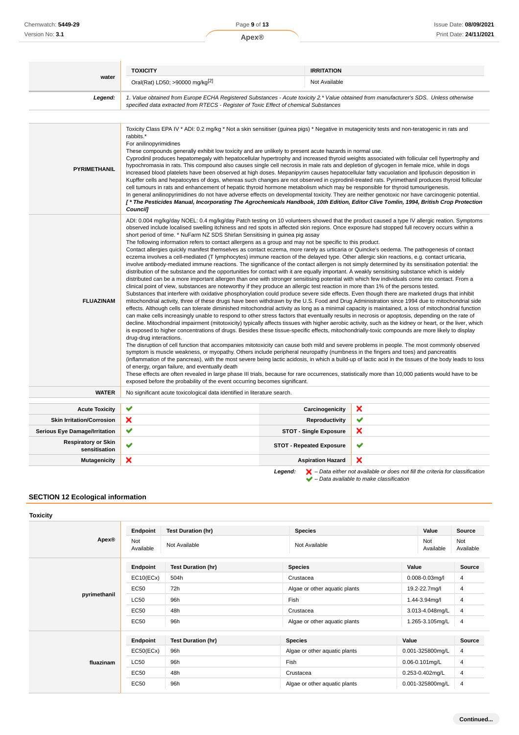| water | TOXICITY | IRRITATION |
|---|---|---|
| | Oral(Rat) LD50; >90000 mg/kg[2] | Not Available |
| ***Legend:*** | *1. Value obtained from Europe ECHA Registered Substances - Acute toxicity 2.* Value obtained from manufacturer's SDS. Unless otherwise specified data extracted from RTECS - Register of Toxic Effect of chemical Substances* | |

| | |
|---|---|
| **PYRIMETHANIL** | Toxicity Class EPA IV * ADI: 0.2 mg/kg * Not a skin sensitiser (guinea pigs) * Negative in mutagenicity tests and non-teratogenic in rats and rabbits.*<br>For anilinopyrimidines<br>These compounds generally exhibit low toxicity and are unlikely to present acute hazards in normal use.<br>Cyprodinil produces hepatomegaly with hepatocellular hypertrophy and increased thyroid weights associated with follicular cell hypertrophy and hypochromasia in rats. This compound also causes single cell necrosis in male rats and depletion of glycogen in female mice, while in dogs increased blood platelets have been observed at high doses. Mepanipyrim causes hepatocellular fatty vacuolation and lipofuscin deposition in Kupffer cells and hepatocytes of dogs, whereas such changes are not observed in cyprodinil-treated rats. Pyrimethanil produces thyroid follicular cell tumours in rats and enhancement of hepatic thyroid hormone metabolism which may be responsible for thyroid tumourigenesis.<br>In general anilinopyrimidines do not have adverse effects on developmental toxicity. They are neither genotoxic nor have carcinogenic potential.<br>***[ * The Pesticides Manual, Incorporating The Agrochemicals Handbook, 10th Edition, Editor Clive Tomlin, 1994, British Crop Protection Council]*** |
| **FLUAZINAM** | ADI: 0.004 mg/kg/day NOEL: 0.4 mg/kg/day Patch testing on 10 volunteers showed that the product caused a type IV allergic reation. Symptoms observed include localised swelling itchiness and red spots in affected skin regions. Once exposure had stopped full recovery occurs within a short period of time. * NuFarm NZ SDS Shirlan Sensitising in guinea pig assay<br>The following information refers to contact allergens as a group and may not be specific to this product.<br>Contact allergies quickly manifest themselves as contact eczema, more rarely as urticaria or Quincke's oedema. The pathogenesis of contact eczema involves a cell-mediated (T lymphocytes) immune reaction of the delayed type. Other allergic skin reactions, e.g. contact urticaria, involve antibody-mediated immune reactions. The significance of the contact allergen is not simply determined by its sensitisation potential: the distribution of the substance and the opportunities for contact with it are equally important. A weakly sensitising substance which is widely distributed can be a more important allergen than one with stronger sensitising potential with which few individuals come into contact. From a clinical point of view, substances are noteworthy if they produce an allergic test reaction in more than 1% of the persons tested.<br>Substances that interfere with oxidative phosphorylation could produce severe side effects. Even though there are marketed drugs that inhibit mitochondrial activity, three of these drugs have been withdrawn by the U.S. Food and Drug Administration since 1994 due to mitochondrial side effects. Although cells can tolerate diminished mitochondrial activity as long as a minimal capacity is maintained, a loss of mitochondrial function can make cells increasingly unable to respond to other stress factors that eventually results in necrosis or apoptosis, depending on the rate of decline. Mitochondrial impairment (mitotoxicity) typically affects tissues with higher aerobic activity, such as the kidney or heart, or the liver, which is exposed to higher concentrations of drugs. Besides these tissue-specific effects, mitochondrially-toxic compounds are more likely to display drug-drug interactions.<br>The disruption of cell function that accompanies mitotoxicity can cause both mild and severe problems in people. The most commonly observed symptom is muscle weakness, or myopathy. Others include peripheral neuropathy (numbness in the fingers and toes) and pancreatitis (inflammation of the pancreas), with the most severe being lactic acidosis, in which a build-up of lactic acid in the tissues of the body leads to loss of energy, organ failure, and eventually death<br>These effects are often revealed in large phase III trials, because for rare occurrences, statistically more than 10,000 patients would have to be exposed before the probability of the event occurring becomes significant. |
| **WATER** | No significant acute toxicological data identified in literature search. |

| | | | |
|---|---|---|---|
| **Acute Toxicity** | ✔ | **Carcinogenicity** | ✘ |
| **Skin Irritation/Corrosion** | ✘ | **Reproductivity** | ✔ |
| **Serious Eye Damage/Irritation** | ✔ | **STOT - Single Exposure** | ✘ |
| **Respiratory or Skin sensitisation** | ✔ | **STOT - Repeated Exposure** | ✔ |
| **Mutagenicity** | ✘ | **Aspiration Hazard** | ✘ |

***Legend:*** *✘ – Data either not available or does not fill the criteria for classification*
*✔ – Data available to make classification*

## SECTION 12 Ecological information

### Toxicity

| Apex® | Endpoint | Test Duration (hr) | Species | Value | Source |
|---|---|---|---|---|---|
| | Not Available | Not Available | Not Available | Not Available | Not Available |

| pyrimethanil | Endpoint | Test Duration (hr) | Species | Value | Source |
|---|---|---|---|---|---|
| | EC10(ECx) | 504h | Crustacea | 0.008-0.03mg/l | 4 |
| | EC50 | 72h | Algae or other aquatic plants | 19.2-22.7mg/l | 4 |
| | LC50 | 96h | Fish | 1.44-3.94mg/l | 4 |
| | EC50 | 48h | Crustacea | 3.013-4.048mg/L | 4 |
| | EC50 | 96h | Algae or other aquatic plants | 1.265-3.105mg/L | 4 |

| fluazinam | Endpoint | Test Duration (hr) | Species | Value | Source |
|---|---|---|---|---|---|
| | EC50(ECx) | 96h | Algae or other aquatic plants | 0.001-325800mg/L | 4 |
| | LC50 | 96h | Fish | 0.06-0.101mg/L | 4 |
| | EC50 | 48h | Crustacea | 0.253-0.402mg/L | 4 |
| | EC50 | 96h | Algae or other aquatic plants | 0.001-325800mg/L | 4 |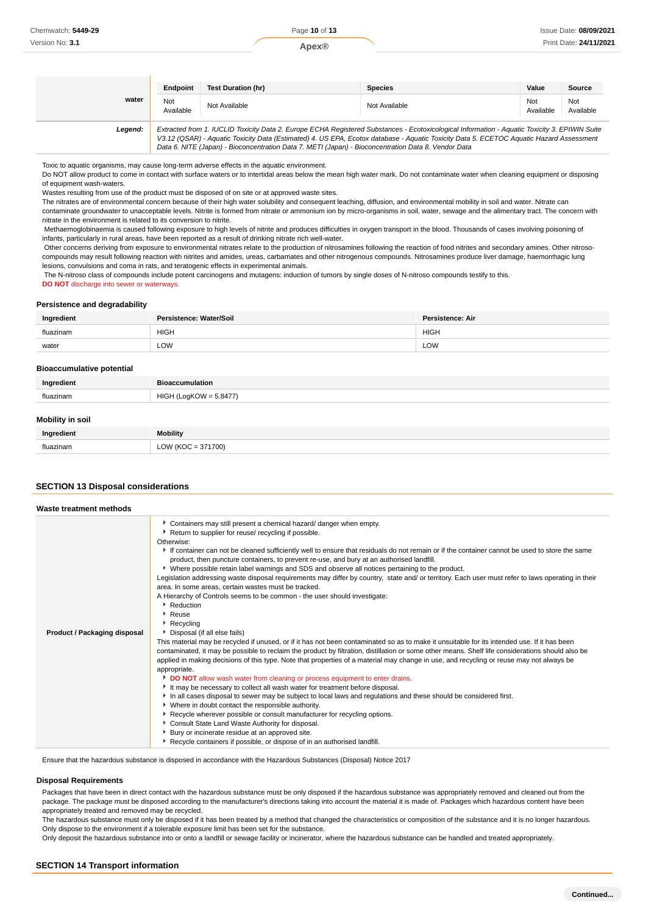| | Endpoint | Test Duration (hr) | Species | Value | Source |
|---|---|---|---|---|---|
| **water** | Not Available | Not Available | Not Available | Not Available | Not Available |
| ***Legend:*** | *Extracted from 1. IUCLID Toxicity Data 2. Europe ECHA Registered Substances - Ecotoxicological Information - Aquatic Toxicity 3. EPIWIN Suite V3.12 (QSAR) - Aquatic Toxicity Data (Estimated) 4. US EPA, Ecotox database - Aquatic Toxicity Data 5. ECETOC Aquatic Hazard Assessment Data 6. NITE (Japan) - Bioconcentration Data 7. METI (Japan) - Bioconcentration Data 8. Vendor Data* | | | | |

Toxic to aquatic organisms, may cause long-term adverse effects in the aquatic environment.
Do NOT allow product to come in contact with surface waters or to intertidal areas below the mean high water mark. Do not contaminate water when cleaning equipment or disposing of equipment wash-waters.
Wastes resulting from use of the product must be disposed of on site or at approved waste sites.
The nitrates are of environmental concern because of their high water solubility and consequent leaching, diffusion, and environmental mobility in soil and water. Nitrate can contaminate groundwater to unacceptable levels. Nitrite is formed from nitrate or ammonium ion by micro-organisms in soil, water, sewage and the alimentary tract. The concern with nitrate in the environment is related to its conversion to nitrite.
Methaemoglobinaemia is caused following exposure to high levels of nitrite and produces difficulties in oxygen transport in the blood. Thousands of cases involving poisoning of infants, particularly in rural areas, have been reported as a result of drinking nitrate rich well-water.
Other concerns deriving from exposure to environmental nitrates relate to the production of nitrosamines following the reaction of food nitrites and secondary amines. Other nitroso-compounds may result following reaction with nitrites and amides, ureas, carbamates and other nitrogenous compounds. Nitrosamines produce liver damage, haemorrhagic lung lesions, convulsions and coma in rats, and teratogenic effects in experimental animals.
The N-nitroso class of compounds include potent carcinogens and mutagens: induction of tumors by single doses of N-nitroso compounds testify to this.
**DO NOT** discharge into sewer or waterways.

### Persistence and degradability

| Ingredient | Persistence: Water/Soil | Persistence: Air |
|---|---|---|
| fluazinam | HIGH | HIGH |
| water | LOW | LOW |

### Bioaccumulative potential

| Ingredient | Bioaccumulation |
|---|---|
| fluazinam | HIGH (LogKOW = 5.8477) |

### Mobility in soil

| Ingredient | Mobility |
|---|---|
| fluazinam | LOW (KOC = 371700) |

## SECTION 13 Disposal considerations

### Waste treatment methods

**Product / Packaging disposal**

- Containers may still present a chemical hazard/ danger when empty.
- Return to supplier for reuse/ recycling if possible.

Otherwise:

- If container can not be cleaned sufficiently well to ensure that residuals do not remain or if the container cannot be used to store the same product, then puncture containers, to prevent re-use, and bury at an authorised landfill.
- Where possible retain label warnings and SDS and observe all notices pertaining to the product.

Legislation addressing waste disposal requirements may differ by country, state and/ or territory. Each user must refer to laws operating in their area. In some areas, certain wastes must be tracked.
A Hierarchy of Controls seems to be common - the user should investigate:

- Reduction
- Reuse
- Recycling
- Disposal (if all else fails)

This material may be recycled if unused, or if it has not been contaminated so as to make it unsuitable for its intended use. If it has been contaminated, it may be possible to reclaim the product by filtration, distillation or some other means. Shelf life considerations should also be applied in making decisions of this type. Note that properties of a material may change in use, and recycling or reuse may not always be appropriate.

- **DO NOT** allow wash water from cleaning or process equipment to enter drains.
- It may be necessary to collect all wash water for treatment before disposal.
- In all cases disposal to sewer may be subject to local laws and regulations and these should be considered first.
- Where in doubt contact the responsible authority.
- Recycle wherever possible or consult manufacturer for recycling options.
- Consult State Land Waste Authority for disposal.
- Bury or incinerate residue at an approved site.
- Recycle containers if possible, or dispose of in an authorised landfill.

Ensure that the hazardous substance is disposed in accordance with the Hazardous Substances (Disposal) Notice 2017

### Disposal Requirements

Packages that have been in direct contact with the hazardous substance must be only disposed if the hazardous substance was appropriately removed and cleaned out from the package. The package must be disposed according to the manufacturer's directions taking into account the material it is made of. Packages which hazardous content have been appropriately treated and removed may be recycled.
The hazardous substance must only be disposed if it has been treated by a method that changed the characteristics or composition of the substance and it is no longer hazardous.
Only dispose to the environment if a tolerable exposure limit has been set for the substance.
Only deposit the hazardous substance into or onto a landfill or sewage facility or incinerator, where the hazardous substance can be handled and treated appropriately.

## SECTION 14 Transport information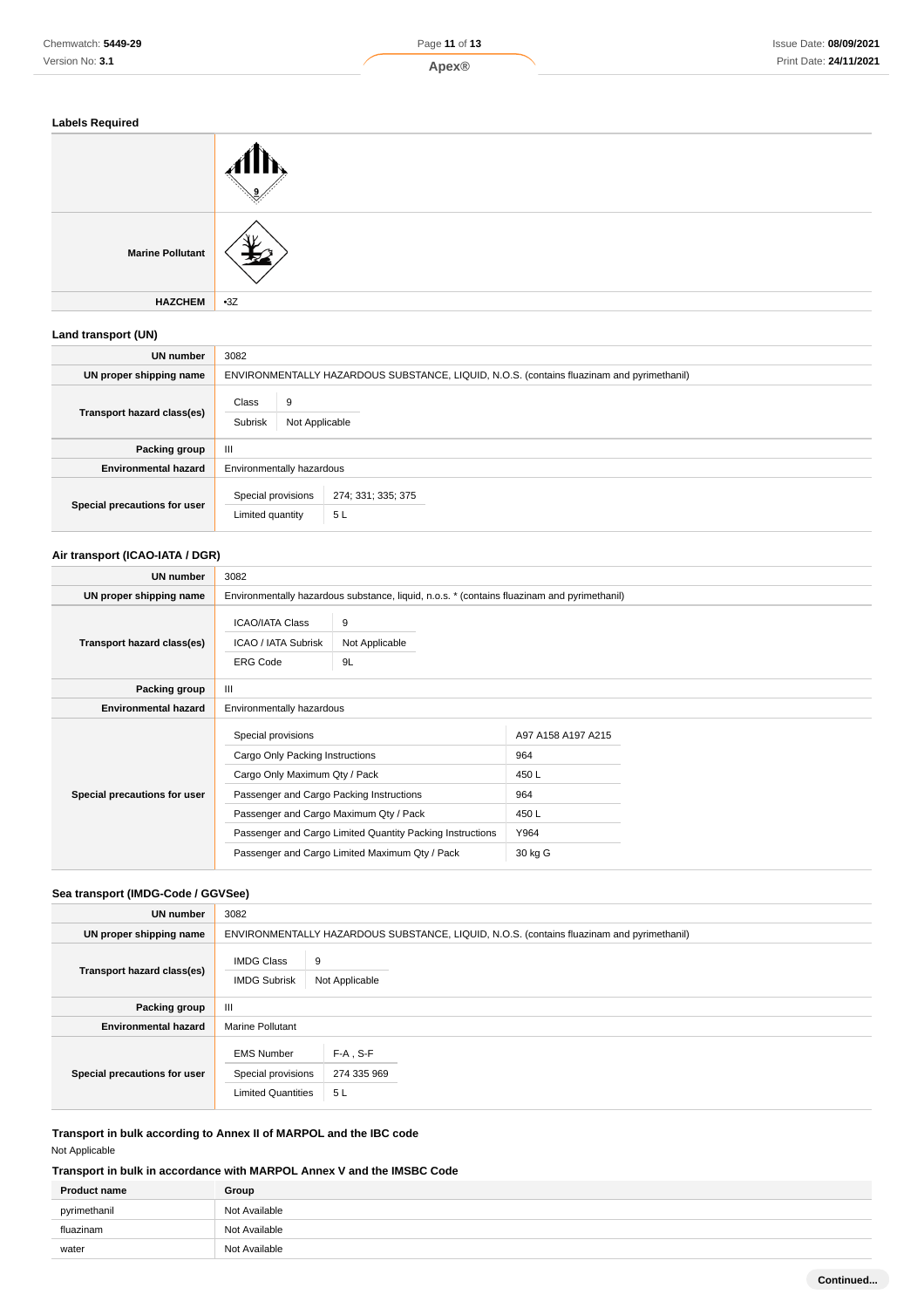### Labels Required

| | |
|---|---|
| | |
| Marine Pollutant | |
| HAZCHEM | •3Z |

### Land transport (UN)

| | |
|---|---|
| UN number | 3082 |
| UN proper shipping name | ENVIRONMENTALLY HAZARDOUS SUBSTANCE, LIQUID, N.O.S. (contains fluazinam and pyrimethanil) |
| Transport hazard class(es) | Class: 9<br>Subrisk: Not Applicable |
| Packing group | III |
| Environmental hazard | Environmentally hazardous |
| Special precautions for user | Special provisions: 274; 331; 335; 375<br>Limited quantity: 5 L |

### Air transport (ICAO-IATA / DGR)

| | |
|---|---|
| UN number | 3082 |
| UN proper shipping name | Environmentally hazardous substance, liquid, n.o.s. * (contains fluazinam and pyrimethanil) |
| Transport hazard class(es) | ICAO/IATA Class: 9<br>ICAO / IATA Subrisk: Not Applicable<br>ERG Code: 9L |
| Packing group | III |
| Environmental hazard | Environmentally hazardous |
| Special precautions for user | Special provisions: A97 A158 A197 A215<br>Cargo Only Packing Instructions: 964<br>Cargo Only Maximum Qty / Pack: 450 L<br>Passenger and Cargo Packing Instructions: 964<br>Passenger and Cargo Maximum Qty / Pack: 450 L<br>Passenger and Cargo Limited Quantity Packing Instructions: Y964<br>Passenger and Cargo Limited Maximum Qty / Pack: 30 kg G |

### Sea transport (IMDG-Code / GGVSee)

| | |
|---|---|
| UN number | 3082 |
| UN proper shipping name | ENVIRONMENTALLY HAZARDOUS SUBSTANCE, LIQUID, N.O.S. (contains fluazinam and pyrimethanil) |
| Transport hazard class(es) | IMDG Class: 9<br>IMDG Subrisk: Not Applicable |
| Packing group | III |
| Environmental hazard | Marine Pollutant |
| Special precautions for user | EMS Number: F-A , S-F<br>Special provisions: 274 335 969<br>Limited Quantities: 5 L |

### Transport in bulk according to Annex II of MARPOL and the IBC code

Not Applicable

### Transport in bulk in accordance with MARPOL Annex V and the IMSBC Code

| Product name | Group |
|---|---|
| pyrimethanil | Not Available |
| fluazinam | Not Available |
| water | Not Available |

**Continued...**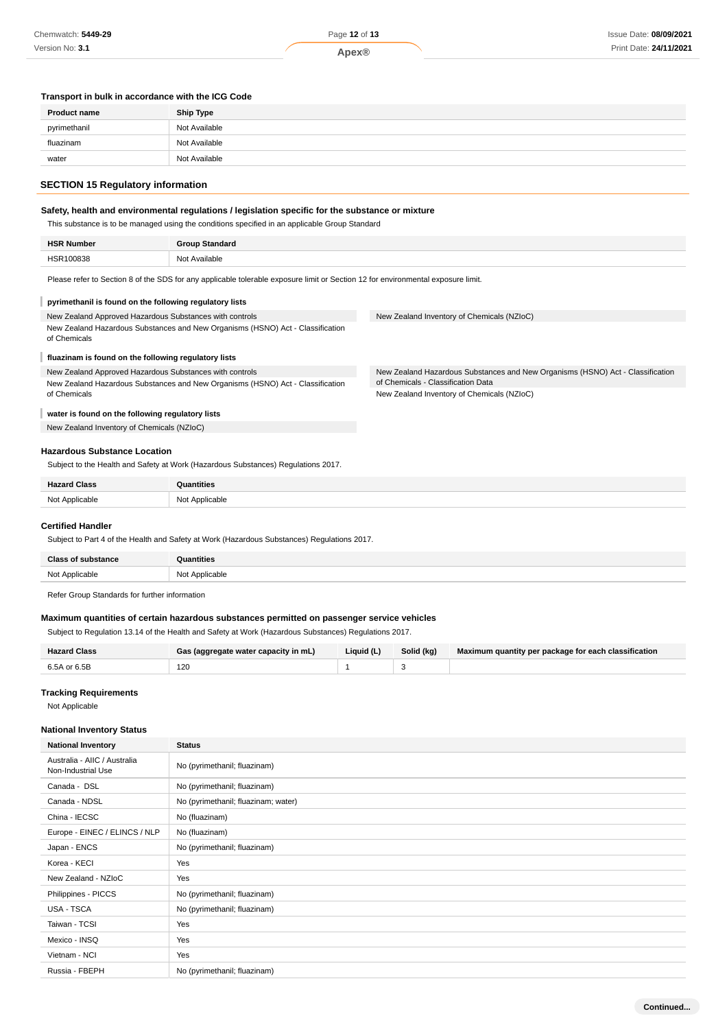### Transport in bulk in accordance with the ICG Code

| Product name | Ship Type |
|---|---|
| pyrimethanil | Not Available |
| fluazinam | Not Available |
| water | Not Available |

## SECTION 15 Regulatory information

### Safety, health and environmental regulations / legislation specific for the substance or mixture

This substance is to be managed using the conditions specified in an applicable Group Standard

| HSR Number | Group Standard |
|---|---|
| HSR100838 | Not Available |

Please refer to Section 8 of the SDS for any applicable tolerable exposure limit or Section 12 for environmental exposure limit.

**pyrimethanil is found on the following regulatory lists**

New Zealand Approved Hazardous Substances with controls

New Zealand Hazardous Substances and New Organisms (HSNO) Act - Classification of Chemicals

New Zealand Inventory of Chemicals (NZIoC)

**fluazinam is found on the following regulatory lists**

New Zealand Approved Hazardous Substances with controls

New Zealand Hazardous Substances and New Organisms (HSNO) Act - Classification of Chemicals

New Zealand Hazardous Substances and New Organisms (HSNO) Act - Classification of Chemicals - Classification Data

New Zealand Inventory of Chemicals (NZIoC)

**water is found on the following regulatory lists**

New Zealand Inventory of Chemicals (NZIoC)

### Hazardous Substance Location

Subject to the Health and Safety at Work (Hazardous Substances) Regulations 2017.

| Hazard Class | Quantities |
|---|---|
| Not Applicable | Not Applicable |

### Certified Handler

Subject to Part 4 of the Health and Safety at Work (Hazardous Substances) Regulations 2017.

| Class of substance | Quantities |
|---|---|
| Not Applicable | Not Applicable |

Refer Group Standards for further information

### Maximum quantities of certain hazardous substances permitted on passenger service vehicles

Subject to Regulation 13.14 of the Health and Safety at Work (Hazardous Substances) Regulations 2017.

| Hazard Class | Gas (aggregate water capacity in mL) | Liquid (L) | Solid (kg) | Maximum quantity per package for each classification |
|---|---|---|---|---|
| 6.5A or 6.5B | 120 | 1 | 3 | |

### Tracking Requirements

Not Applicable

### National Inventory Status

| National Inventory | Status |
|---|---|
| Australia - AIIC / Australia Non-Industrial Use | No (pyrimethanil; fluazinam) |
| Canada - DSL | No (pyrimethanil; fluazinam) |
| Canada - NDSL | No (pyrimethanil; fluazinam; water) |
| China - IECSC | No (fluazinam) |
| Europe - EINEC / ELINCS / NLP | No (fluazinam) |
| Japan - ENCS | No (pyrimethanil; fluazinam) |
| Korea - KECI | Yes |
| New Zealand - NZIoC | Yes |
| Philippines - PICCS | No (pyrimethanil; fluazinam) |
| USA - TSCA | No (pyrimethanil; fluazinam) |
| Taiwan - TCSI | Yes |
| Mexico - INSQ | Yes |
| Vietnam - NCI | Yes |
| Russia - FBEPH | No (pyrimethanil; fluazinam) |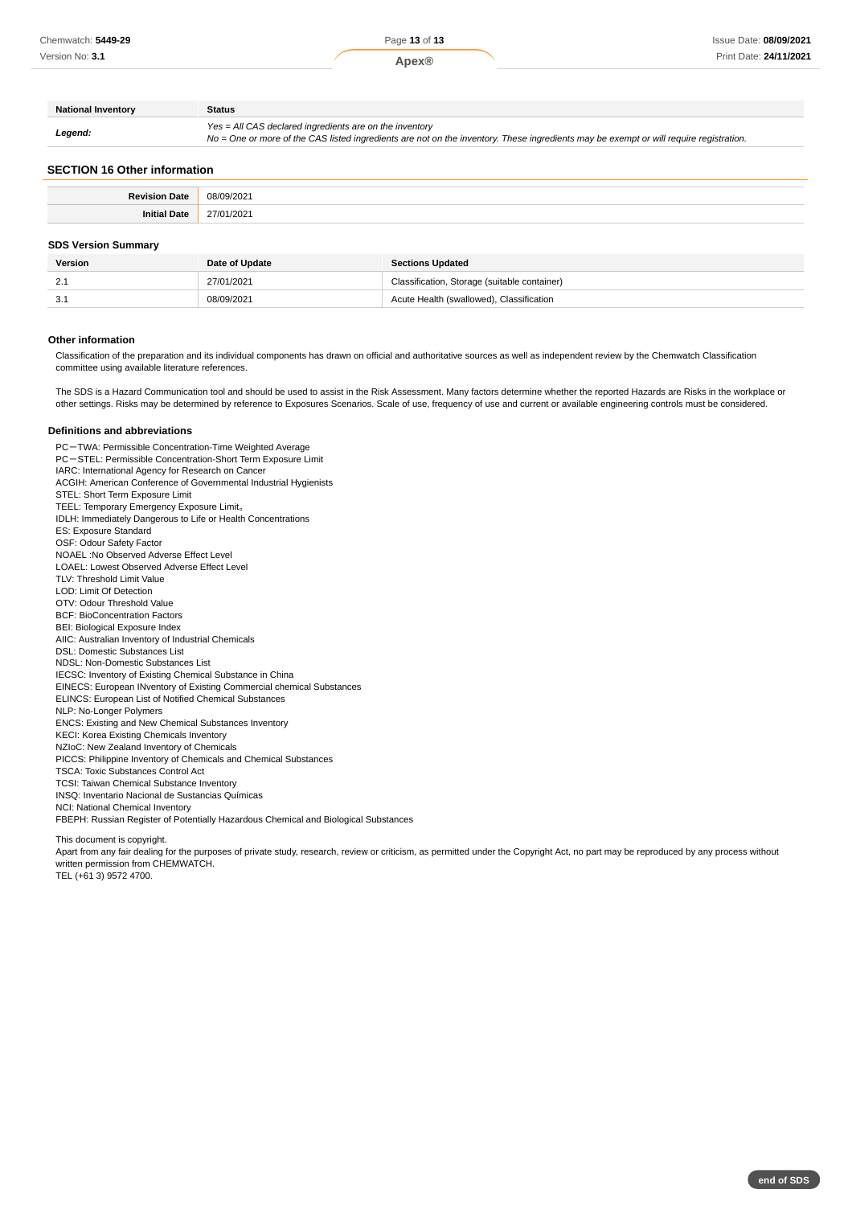| National Inventory | Status |
|---|---|
| ***Legend:*** | *Yes = All CAS declared ingredients are on the inventory*<br>*No = One or more of the CAS listed ingredients are not on the inventory. These ingredients may be exempt or will require registration.* |

## SECTION 16 Other information

| | |
|---|---|
| **Revision Date** | 08/09/2021 |
| **Initial Date** | 27/01/2021 |

### SDS Version Summary

| Version | Date of Update | Sections Updated |
|---|---|---|
| 2.1 | 27/01/2021 | Classification, Storage (suitable container) |
| 3.1 | 08/09/2021 | Acute Health (swallowed), Classification |

### Other information

Classification of the preparation and its individual components has drawn on official and authoritative sources as well as independent review by the Chemwatch Classification committee using available literature references.

The SDS is a Hazard Communication tool and should be used to assist in the Risk Assessment. Many factors determine whether the reported Hazards are Risks in the workplace or other settings. Risks may be determined by reference to Exposures Scenarios. Scale of use, frequency of use and current or available engineering controls must be considered.

### Definitions and abbreviations

PC－TWA: Permissible Concentration-Time Weighted Average
PC－STEL: Permissible Concentration-Short Term Exposure Limit
IARC: International Agency for Research on Cancer
ACGIH: American Conference of Governmental Industrial Hygienists
STEL: Short Term Exposure Limit
TEEL: Temporary Emergency Exposure Limit。
IDLH: Immediately Dangerous to Life or Health Concentrations
ES: Exposure Standard
OSF: Odour Safety Factor
NOAEL :No Observed Adverse Effect Level
LOAEL: Lowest Observed Adverse Effect Level
TLV: Threshold Limit Value
LOD: Limit Of Detection
OTV: Odour Threshold Value
BCF: BioConcentration Factors
BEI: Biological Exposure Index
AIIC: Australian Inventory of Industrial Chemicals
DSL: Domestic Substances List
NDSL: Non-Domestic Substances List
IECSC: Inventory of Existing Chemical Substance in China
EINECS: European INventory of Existing Commercial chemical Substances
ELINCS: European List of Notified Chemical Substances
NLP: No-Longer Polymers
ENCS: Existing and New Chemical Substances Inventory
KECI: Korea Existing Chemicals Inventory
NZIoC: New Zealand Inventory of Chemicals
PICCS: Philippine Inventory of Chemicals and Chemical Substances
TSCA: Toxic Substances Control Act
TCSI: Taiwan Chemical Substance Inventory
INSQ: Inventario Nacional de Sustancias Químicas
NCI: National Chemical Inventory
FBEPH: Russian Register of Potentially Hazardous Chemical and Biological Substances

This document is copyright.
Apart from any fair dealing for the purposes of private study, research, review or criticism, as permitted under the Copyright Act, no part may be reproduced by any process without written permission from CHEMWATCH.
TEL (+61 3) 9572 4700.

end of SDS